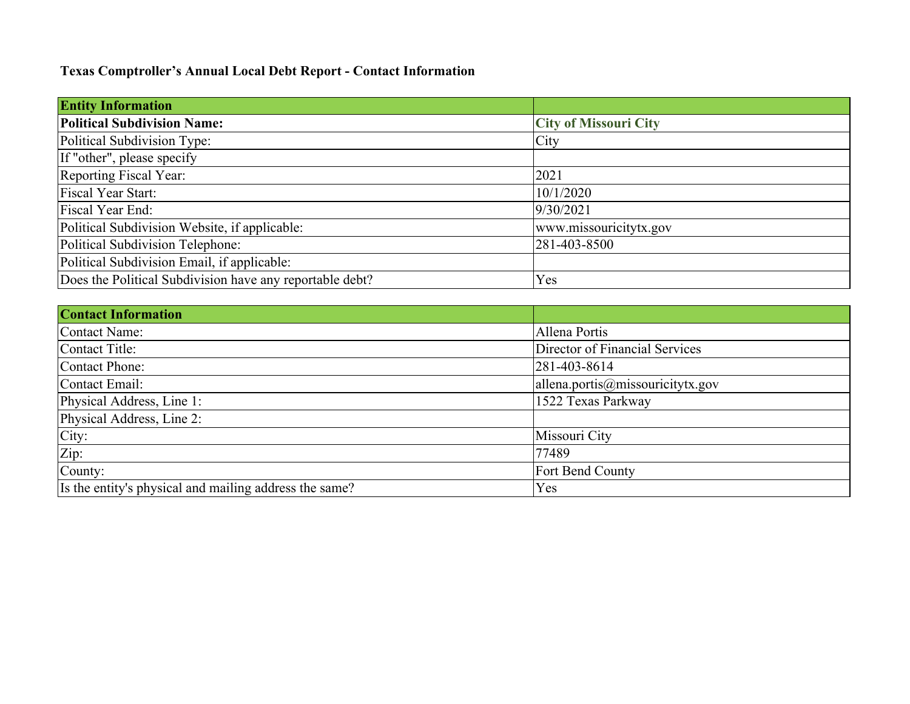**Texas Comptroller's Annual Local Debt Report - Contact Information**

| **Entity Information** | |
|---|---|
| **Political Subdivision Name:** | **City of Missouri City** |
| Political Subdivision Type: | City |
| If "other", please specify | |
| Reporting Fiscal Year: | 2021 |
| Fiscal Year Start: | 10/1/2020 |
| Fiscal Year End: | 9/30/2021 |
| Political Subdivision Website, if applicable: | www.missouricitytx.gov |
| Political Subdivision Telephone: | 281-403-8500 |
| Political Subdivision Email, if applicable: | |
| Does the Political Subdivision have any reportable debt? | Yes |

| **Contact Information** | |
|---|---|
| Contact Name: | Allena Portis |
| Contact Title: | Director of Financial Services |
| Contact Phone: | 281-403-8614 |
| Contact Email: | allena.portis@missouricitytx.gov |
| Physical Address, Line 1: | 1522 Texas Parkway |
| Physical Address, Line 2: | |
| City: | Missouri City |
| Zip: | 77489 |
| County: | Fort Bend County |
| Is the entity's physical and mailing address the same? | Yes |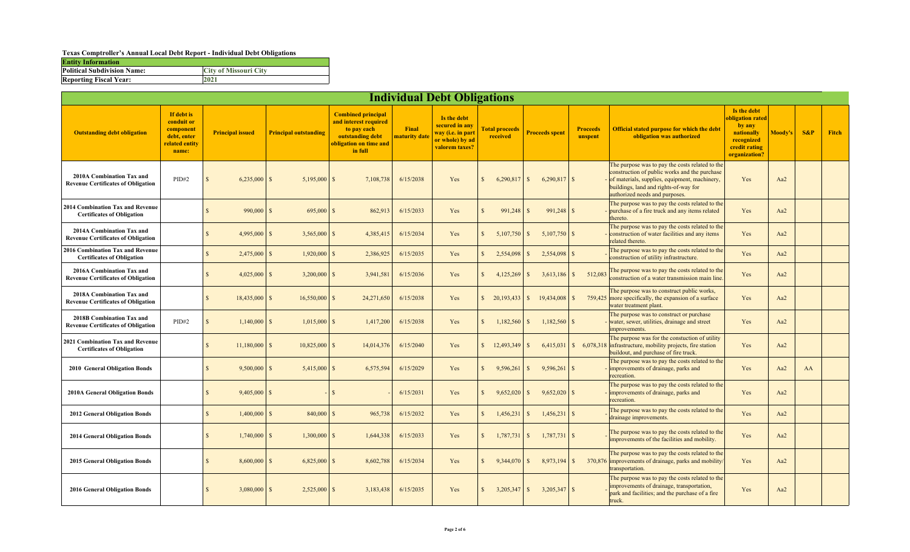**Texas Comptroller's Annual Local Debt Report - Individual Debt Obligations**

| **Entity Information** | |
|---|---|
| **Political Subdivision Name:** | City of Missouri City |
| **Reporting Fiscal Year:** | 2021 |

## Individual Debt Obligations

| Outstanding debt obligation | If debt is conduit or component debt, enter related entity name: | Principal issued | Principal outstanding | Combined principal and interest required to pay each outstanding debt obligation on time and in full | Final maturity date | Is the debt secured in any way (i.e. in part or whole) by ad valorem taxes? | Total proceeds received | Proceeds spent | Proceeds unspent | Official stated purpose for which the debt obligation was authorized | Is the debt obligation rated by any nationally recognized credit rating organization? | Moody's | S&P | Fitch |
|---|---|---|---|---|---|---|---|---|---|---|---|---|---|---|
| 2010A Combination Tax and Revenue Certificates of Obligation | PID#2 | $ 6,235,000 | $ 5,195,000 | $ 7,108,738 | 6/15/2038 | Yes | $ 6,290,817 | $ 6,290,817 | $ - | The purpose was to pay the costs related to the construction of public works and the purchase of materials, supplies, equipment, machinery, buildings, land and rights-of-way for authorized needs and purposes. | Yes | Aa2 | | |
| 2014 Combination Tax and Revenue Certificates of Obligation | | $ 990,000 | $ 695,000 | $ 862,913 | 6/15/2033 | Yes | $ 991,248 | $ 991,248 | $ - | The purpose was to pay the costs related to the purchase of a fire truck and any items related thereto. | Yes | Aa2 | | |
| 2014A Combination Tax and Revenue Certificates of Obligation | | $ 4,995,000 | $ 3,565,000 | $ 4,385,415 | 6/15/2034 | Yes | $ 5,107,750 | $ 5,107,750 | $ - | The purpose was to pay the costs related to the construction of water facilities and any items related thereto. | Yes | Aa2 | | |
| 2016 Combination Tax and Revenue Certificates of Obligation | | $ 2,475,000 | $ 1,920,000 | $ 2,386,925 | 6/15/2035 | Yes | $ 2,554,098 | $ 2,554,098 | $ - | The purpose was to pay the costs related to the construction of utility infrastructure. | Yes | Aa2 | | |
| 2016A Combination Tax and Revenue Certificates of Obligation | | $ 4,025,000 | $ 3,200,000 | $ 3,941,581 | 6/15/2036 | Yes | $ 4,125,269 | $ 3,613,186 | $ 512,083 | The purpose was to pay the costs related to the construction of a water transmission main line. | Yes | Aa2 | | |
| 2018A Combination Tax and Revenue Certificates of Obligation | | $ 18,435,000 | $ 16,550,000 | $ 24,271,650 | 6/15/2038 | Yes | $ 20,193,433 | $ 19,434,008 | $ 759,425 | The purpose was to construct public works, more specifically, the expansion of a surface water treatment plant. | Yes | Aa2 | | |
| 2018B Combination Tax and Revenue Certificates of Obligation | PID#2 | $ 1,140,000 | $ 1,015,000 | $ 1,417,200 | 6/15/2038 | Yes | $ 1,182,560 | $ 1,182,560 | $ - | The purpose was to construct or purchase water, sewer, utilities, drainage and street improvements. | Yes | Aa2 | | |
| 2021 Combination Tax and Revenue Certificates of Obligation | | $ 11,180,000 | $ 10,825,000 | $ 14,014,376 | 6/15/2040 | Yes | $ 12,493,349 | $ 6,415,031 | $ 6,078,318 | The purpose was for the constuction of utility infrastructure, mobility projects, fire station buildout, and purchase of fire truck. | Yes | Aa2 | | |
| 2010 General Obligation Bonds | | $ 9,500,000 | $ 5,415,000 | $ 6,575,594 | 6/15/2029 | Yes | $ 9,596,261 | $ 9,596,261 | $ - | The purpose was to pay the costs related to the improvements of drainage, parks and recreation. | Yes | Aa2 | AA | |
| 2010A General Obligation Bonds | | $ 9,405,000 | $ - | $ - | 6/15/2031 | Yes | $ 9,652,020 | $ 9,652,020 | $ - | The purpose was to pay the costs related to the improvements of drainage, parks and recreation. | Yes | Aa2 | | |
| 2012 General Obligation Bonds | | $ 1,400,000 | $ 840,000 | $ 965,738 | 6/15/2032 | Yes | $ 1,456,231 | $ 1,456,231 | $ - | The purpose was to pay the costs related to the drainage improvements. | Yes | Aa2 | | |
| 2014 General Obligation Bonds | | $ 1,740,000 | $ 1,300,000 | $ 1,644,338 | 6/15/2033 | Yes | $ 1,787,731 | $ 1,787,731 | $ - | The purpose was to pay the costs related to the improvements of the facilities and mobility. | Yes | Aa2 | | |
| 2015 General Obligation Bonds | | $ 8,600,000 | $ 6,825,000 | $ 8,602,788 | 6/15/2034 | Yes | $ 9,344,070 | $ 8,973,194 | $ 370,876 | The purpose was to pay the costs related to the improvements of drainage, parks and mobility/transportation. | Yes | Aa2 | | |
| 2016 General Obligation Bonds | | $ 3,080,000 | $ 2,525,000 | $ 3,183,438 | 6/15/2035 | Yes | $ 3,205,347 | $ 3,205,347 | $ - | The purpose was to pay the costs related to the improvements of drainage, transportation, park and facilities; and the purchase of a fire truck. | Yes | Aa2 | | |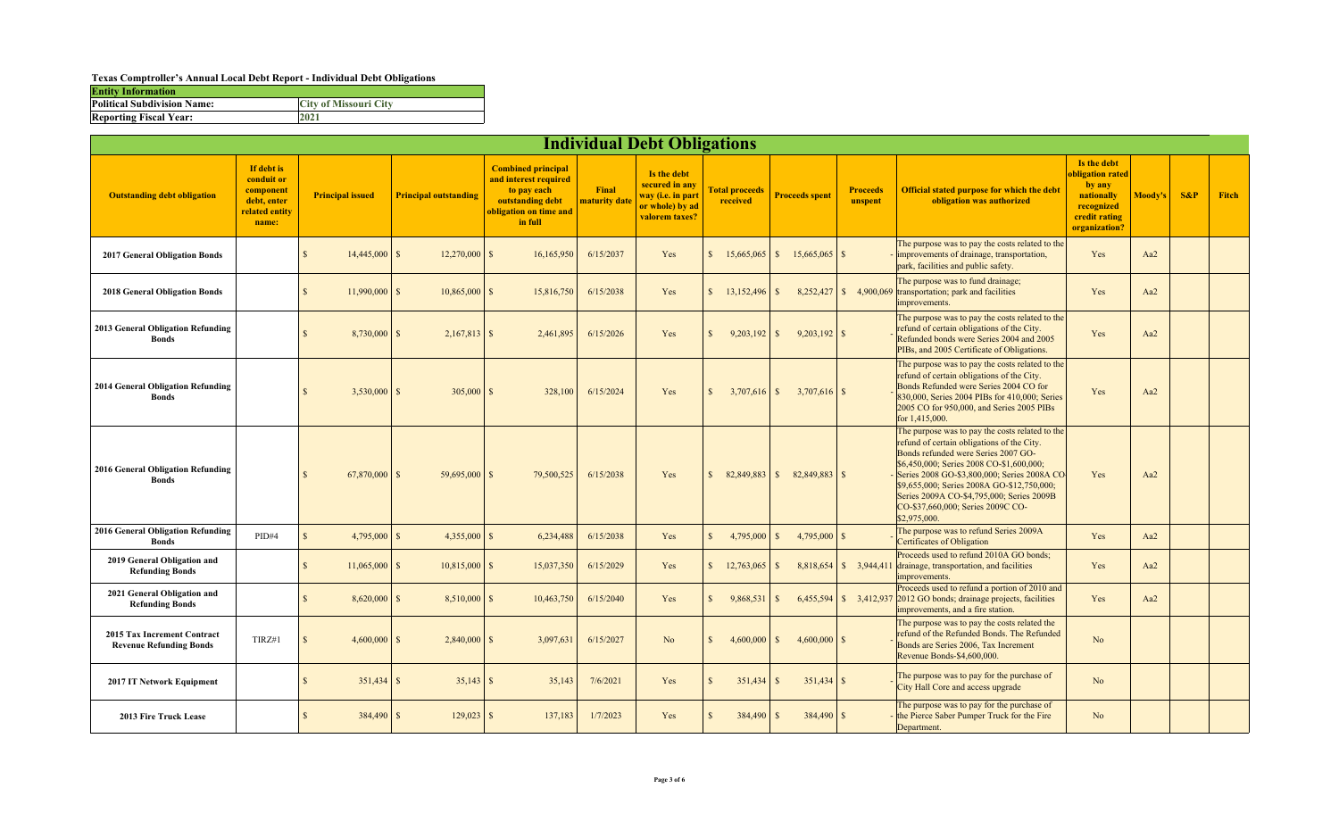**Texas Comptroller's Annual Local Debt Report - Individual Debt Obligations**

| Entity Information | |
|---|---|
| Political Subdivision Name: | City of Missouri City |
| Reporting Fiscal Year: | 2021 |

## Individual Debt Obligations

| Outstanding debt obligation | If debt is conduit or component debt, enter related entity name: | Principal issued | Principal outstanding | Combined principal and interest required to pay each outstanding debt obligation on time and in full | Final maturity date | Is the debt secured in any way (i.e. in part or whole) by ad valorem taxes? | Total proceeds received | Proceeds spent | Proceeds unspent | Official stated purpose for which the debt obligation was authorized | Is the debt obligation rated by any nationally recognized credit rating organization? | Moody's | S&P | Fitch |
|---|---|---|---|---|---|---|---|---|---|---|---|---|---|---|
| 2017 General Obligation Bonds | | $ 14,445,000 | $ 12,270,000 | $ 16,165,950 | 6/15/2037 | Yes | $ 15,665,065 | $ 15,665,065 | $ - | The purpose was to pay the costs related to the improvements of drainage, transportation, park, facilities and public safety. | Yes | Aa2 | | |
| 2018 General Obligation Bonds | | $ 11,990,000 | $ 10,865,000 | $ 15,816,750 | 6/15/2038 | Yes | $ 13,152,496 | $ 8,252,427 | $ 4,900,069 | The purpose was to fund drainage; transportation; park and facilities improvements. | Yes | Aa2 | | |
| 2013 General Obligation Refunding Bonds | | $ 8,730,000 | $ 2,167,813 | $ 2,461,895 | 6/15/2026 | Yes | $ 9,203,192 | $ 9,203,192 | $ - | The purpose was to pay the costs related to the refund of certain obligations of the City. Refunded bonds were Series 2004 and 2005 PIBs, and 2005 Certificate of Obligations. | Yes | Aa2 | | |
| 2014 General Obligation Refunding Bonds | | $ 3,530,000 | $ 305,000 | $ 328,100 | 6/15/2024 | Yes | $ 3,707,616 | $ 3,707,616 | $ - | The purpose was to pay the costs related to the refund of certain obligations of the City. Bonds Refunded were Series 2004 CO for 830,000, Series 2004 PIBs for 410,000; Series 2005 CO for 950,000, and Series 2005 PIBs for 1,415,000. | Yes | Aa2 | | |
| 2016 General Obligation Refunding Bonds | | $ 67,870,000 | $ 59,695,000 | $ 79,500,525 | 6/15/2038 | Yes | $ 82,849,883 | $ 82,849,883 | $ - | The purpose was to pay the costs related to the refund of certain obligations of the City. Bonds refunded were Series 2007 GO-$6,450,000; Series 2008 CO-$1,600,000; Series 2008 GO-$3,800,000; Series 2008A CO-$9,655,000; Series 2008A GO-$12,750,000; Series 2009A CO-$4,795,000; Series 2009B CO-$37,660,000; Series 2009C CO-$2,975,000. | Yes | Aa2 | | |
| 2016 General Obligation Refunding Bonds | PID#4 | $ 4,795,000 | $ 4,355,000 | $ 6,234,488 | 6/15/2038 | Yes | $ 4,795,000 | $ 4,795,000 | $ - | The purpose was to refund Series 2009A Certificates of Obligation | Yes | Aa2 | | |
| 2019 General Obligation and Refunding Bonds | | $ 11,065,000 | $ 10,815,000 | $ 15,037,350 | 6/15/2029 | Yes | $ 12,763,065 | $ 8,818,654 | $ 3,944,411 | Proceeds used to refund 2010A GO bonds; drainage, transportation, and facilities improvements. | Yes | Aa2 | | |
| 2021 General Obligation and Refunding Bonds | | $ 8,620,000 | $ 8,510,000 | $ 10,463,750 | 6/15/2040 | Yes | $ 9,868,531 | $ 6,455,594 | $ 3,412,937 | Proceeds used to refund a portion of 2010 and 2012 GO bonds; drainage projects, facilities improvements, and a fire station. | Yes | Aa2 | | |
| 2015 Tax Increment Contract Revenue Refunding Bonds | TIRZ#1 | $ 4,600,000 | $ 2,840,000 | $ 3,097,631 | 6/15/2027 | No | $ 4,600,000 | $ 4,600,000 | $ - | The purpose was to pay the costs related the refund of the Refunded Bonds. The Refunded Bonds are Series 2006, Tax Increment Revenue Bonds-$4,600,000. | No | | | |
| 2017 IT Network Equipment | | $ 351,434 | $ 35,143 | $ 35,143 | 7/6/2021 | Yes | $ 351,434 | $ 351,434 | $ - | The purpose was to pay for the purchase of City Hall Core and access upgrade | No | | | |
| 2013 Fire Truck Lease | | $ 384,490 | $ 129,023 | $ 137,183 | 1/7/2023 | Yes | $ 384,490 | $ 384,490 | $ - | The purpose was to pay for the purchase of the Pierce Saber Pumper Truck for the Fire Department. | No | | | |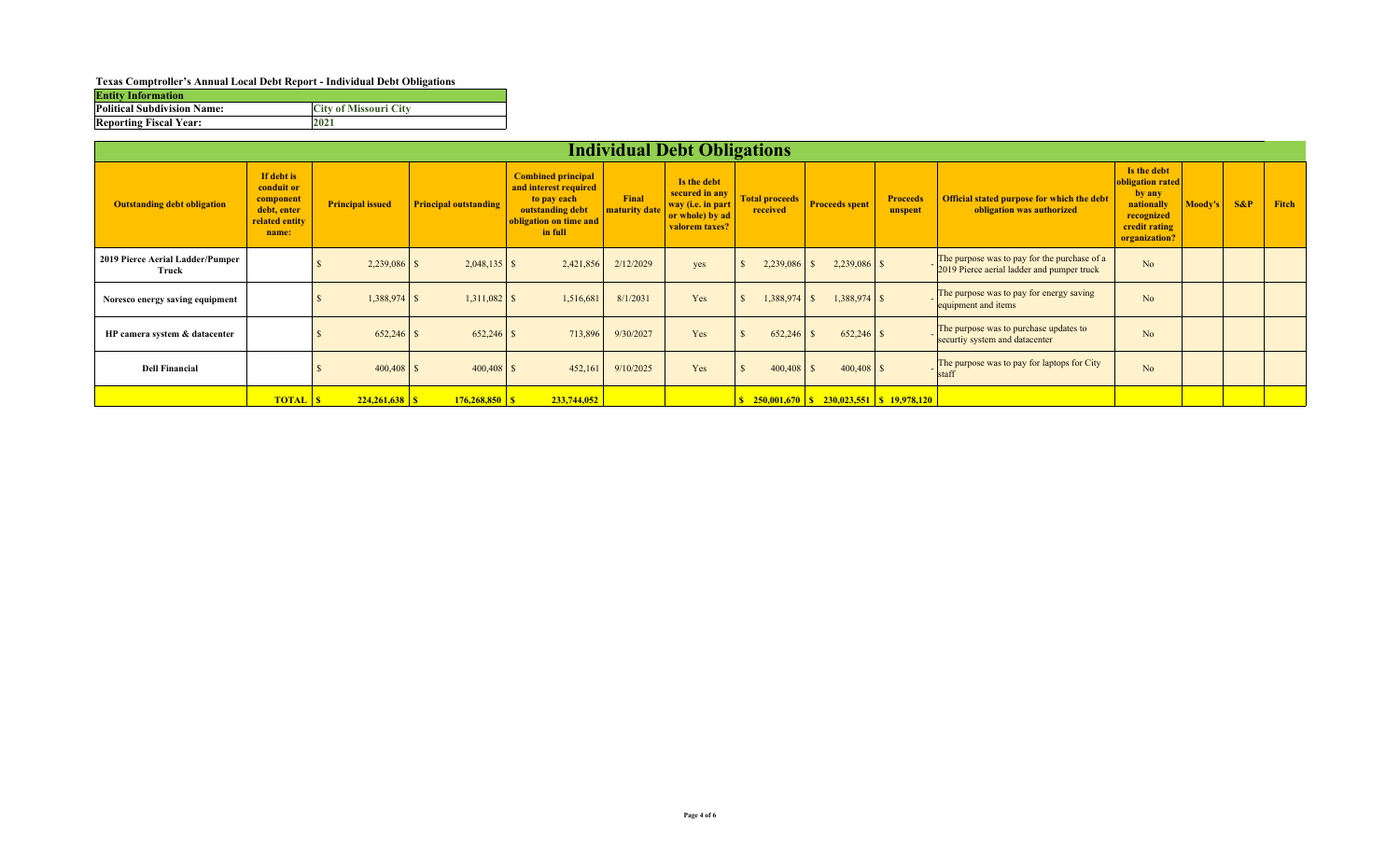**Texas Comptroller's Annual Local Debt Report - Individual Debt Obligations**

| Entity Information | |
|---|---|
| Political Subdivision Name: | City of Missouri City |
| Reporting Fiscal Year: | 2021 |

## Individual Debt Obligations

| Outstanding debt obligation | If debt is conduit or component debt, enter related entity name: | Principal issued | Principal outstanding | Combined principal and interest required to pay each outstanding debt obligation on time and in full | Final maturity date | Is the debt secured in any way (i.e. in part or whole) by ad valorem taxes? | Total proceeds received | Proceeds spent | Proceeds unspent | Official stated purpose for which the debt obligation was authorized | Is the debt obligation rated by any nationally recognized credit rating organization? | Moody's | S&P | Fitch |
|---|---|---|---|---|---|---|---|---|---|---|---|---|---|---|
| 2019 Pierce Aerial Ladder/Pumper Truck | | $ 2,239,086 | $ 2,048,135 | $ 2,421,856 | 2/12/2029 | yes | $ 2,239,086 | $ 2,239,086 | $ - | The purpose was to pay for the purchase of a 2019 Pierce aerial ladder and pumper truck | No | | | |
| Noresco energy saving equipment | | $ 1,388,974 | $ 1,311,082 | $ 1,516,681 | 8/1/2031 | Yes | $ 1,388,974 | $ 1,388,974 | $ - | The purpose was to pay for energy saving equipment and items | No | | | |
| HP camera system & datacenter | | $ 652,246 | $ 652,246 | $ 713,896 | 9/30/2027 | Yes | $ 652,246 | $ 652,246 | $ - | The purpose was to purchase updates to securtiy system and datacenter | No | | | |
| Dell Financial | | $ 400,408 | $ 400,408 | $ 452,161 | 9/10/2025 | Yes | $ 400,408 | $ 400,408 | $ - | The purpose was to pay for laptops for City staff | No | | | |
| | TOTAL | $ 224,261,638 | $ 176,268,850 | $ 233,744,052 | | | $ 250,001,670 | $ 230,023,551 | $ 19,978,120 | | | | | |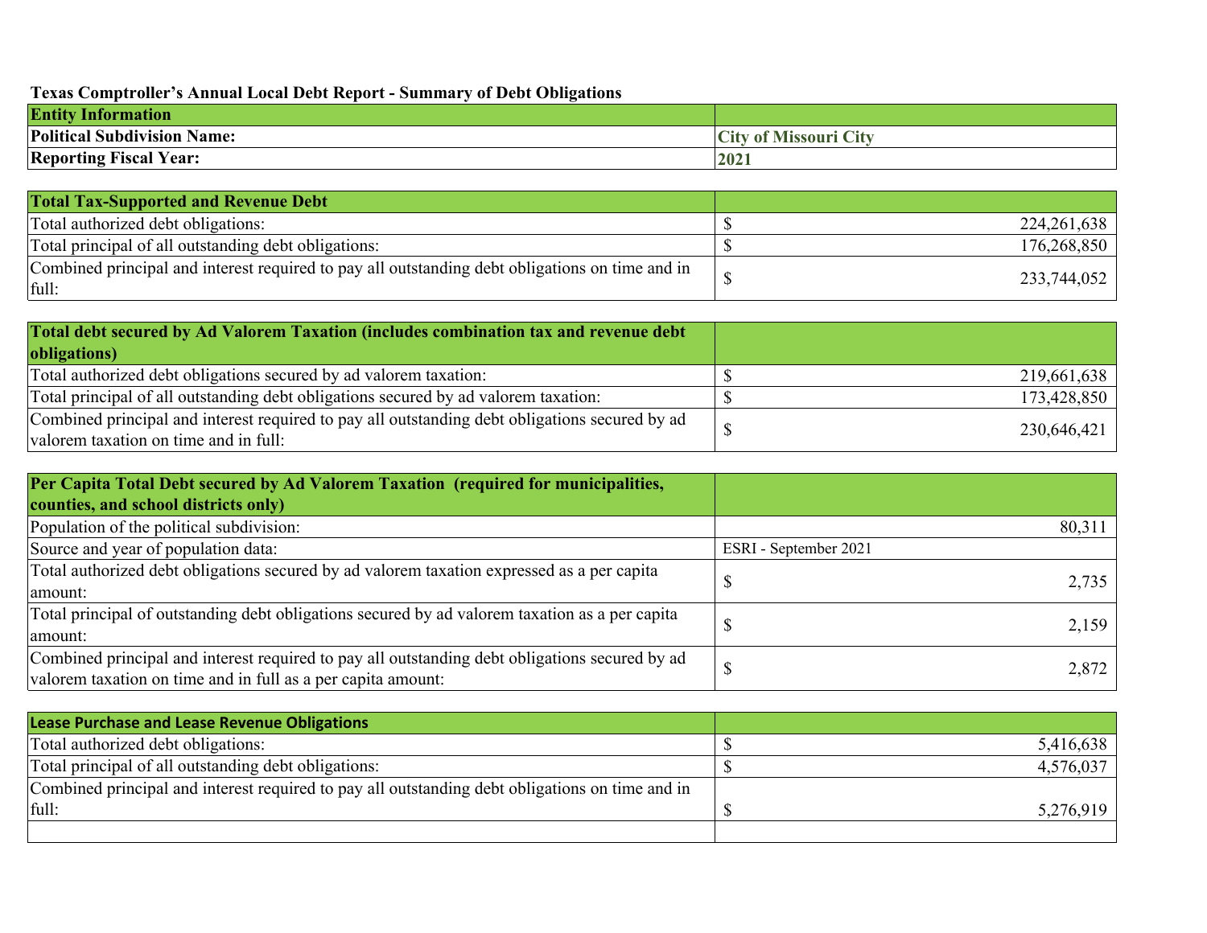**Texas Comptroller's Annual Local Debt Report - Summary of Debt Obligations**

| **Entity Information** | |
|---|---|
| **Political Subdivision Name:** | **City of Missouri City** |
| **Reporting Fiscal Year:** | **2021** |

| **Total Tax-Supported and Revenue Debt** | | |
|---|---|---|
| Total authorized debt obligations: | $ | 224,261,638 |
| Total principal of all outstanding debt obligations: | $ | 176,268,850 |
| Combined principal and interest required to pay all outstanding debt obligations on time and in full: | $ | 233,744,052 |

| **Total debt secured by Ad Valorem Taxation (includes combination tax and revenue debt obligations)** | | |
|---|---|---|
| Total authorized debt obligations secured by ad valorem taxation: | $ | 219,661,638 |
| Total principal of all outstanding debt obligations secured by ad valorem taxation: | $ | 173,428,850 |
| Combined principal and interest required to pay all outstanding debt obligations secured by ad valorem taxation on time and in full: | $ | 230,646,421 |

| **Per Capita Total Debt secured by Ad Valorem Taxation (required for municipalities, counties, and school districts only)** | | |
|---|---|---|
| Population of the political subdivision: | | 80,311 |
| Source and year of population data: | ESRI - September 2021 | |
| Total authorized debt obligations secured by ad valorem taxation expressed as a per capita amount: | $ | 2,735 |
| Total principal of outstanding debt obligations secured by ad valorem taxation as a per capita amount: | $ | 2,159 |
| Combined principal and interest required to pay all outstanding debt obligations secured by ad valorem taxation on time and in full as a per capita amount: | $ | 2,872 |

| **Lease Purchase and Lease Revenue Obligations** | | |
|---|---|---|
| Total authorized debt obligations: | $ | 5,416,638 |
| Total principal of all outstanding debt obligations: | $ | 4,576,037 |
| Combined principal and interest required to pay all outstanding debt obligations on time and in full: | $ | 5,276,919 |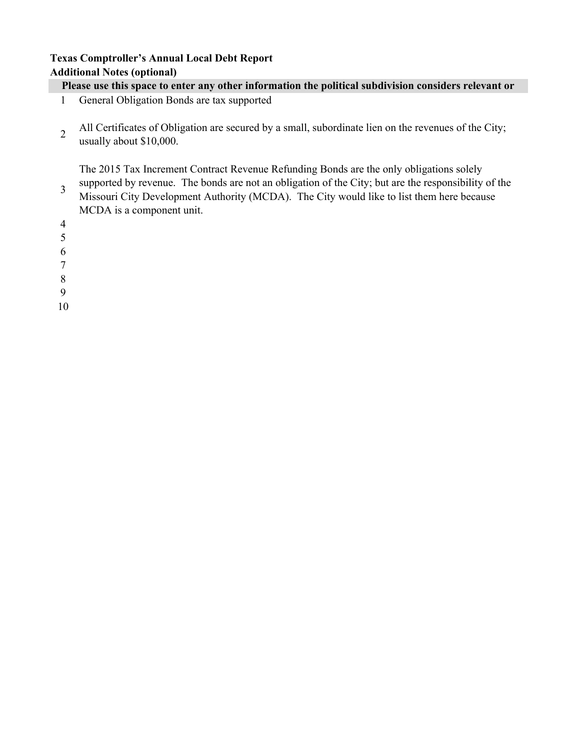**Texas Comptroller's Annual Local Debt Report**
**Additional Notes (optional)**

| | Please use this space to enter any other information the political subdivision considers relevant or |
|---|---|
| 1 | General Obligation Bonds are tax supported |
| 2 | All Certificates of Obligation are secured by a small, subordinate lien on the revenues of the City; usually about $10,000. |
| 3 | The 2015 Tax Increment Contract Revenue Refunding Bonds are the only obligations solely supported by revenue. The bonds are not an obligation of the City; but are the responsibility of the Missouri City Development Authority (MCDA). The City would like to list them here because MCDA is a component unit. |
| 4 | |
| 5 | |
| 6 | |
| 7 | |
| 8 | |
| 9 | |
| 10 | |